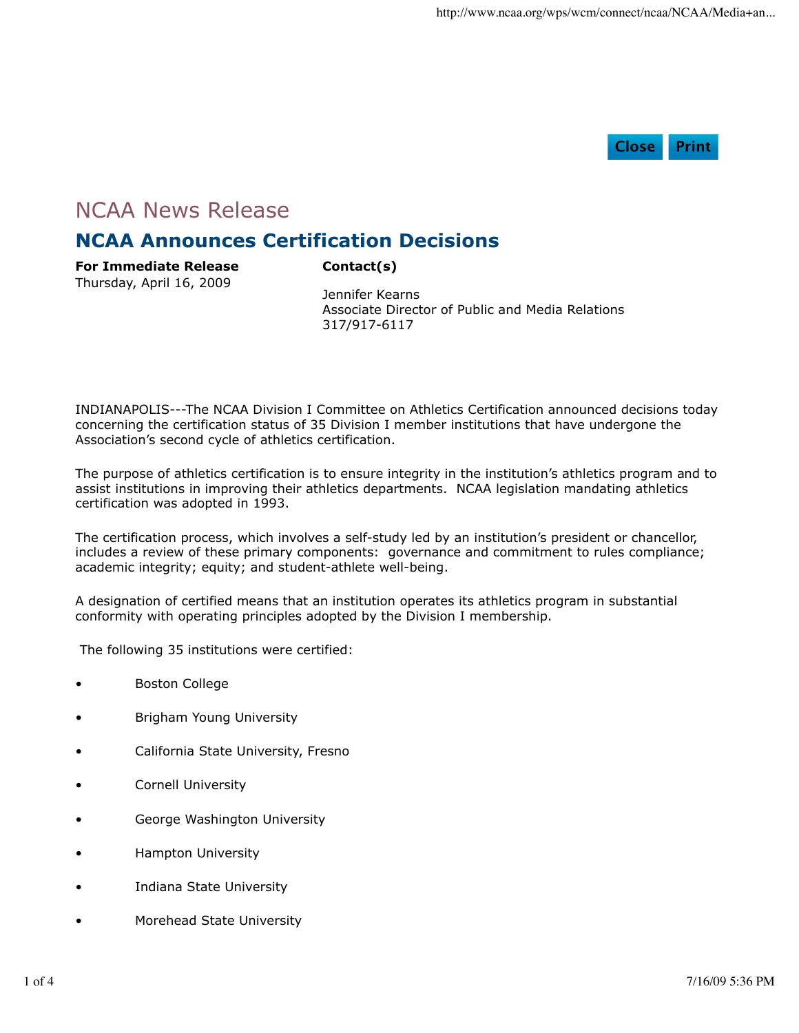# NCAA News Release

## NCAA Announces Certification Decisions

**For Immediate Release**
Thursday, April 16, 2009

**Contact(s)**

Jennifer Kearns
Associate Director of Public and Media Relations
317/917-6117

INDIANAPOLIS---The NCAA Division I Committee on Athletics Certification announced decisions today concerning the certification status of 35 Division I member institutions that have undergone the Association's second cycle of athletics certification.

The purpose of athletics certification is to ensure integrity in the institution's athletics program and to assist institutions in improving their athletics departments. NCAA legislation mandating athletics certification was adopted in 1993.

The certification process, which involves a self-study led by an institution's president or chancellor, includes a review of these primary components: governance and commitment to rules compliance; academic integrity; equity; and student-athlete well-being.

A designation of certified means that an institution operates its athletics program in substantial conformity with operating principles adopted by the Division I membership.

The following 35 institutions were certified:

- Boston College
- Brigham Young University
- California State University, Fresno
- Cornell University
- George Washington University
- Hampton University
- Indiana State University
- Morehead State University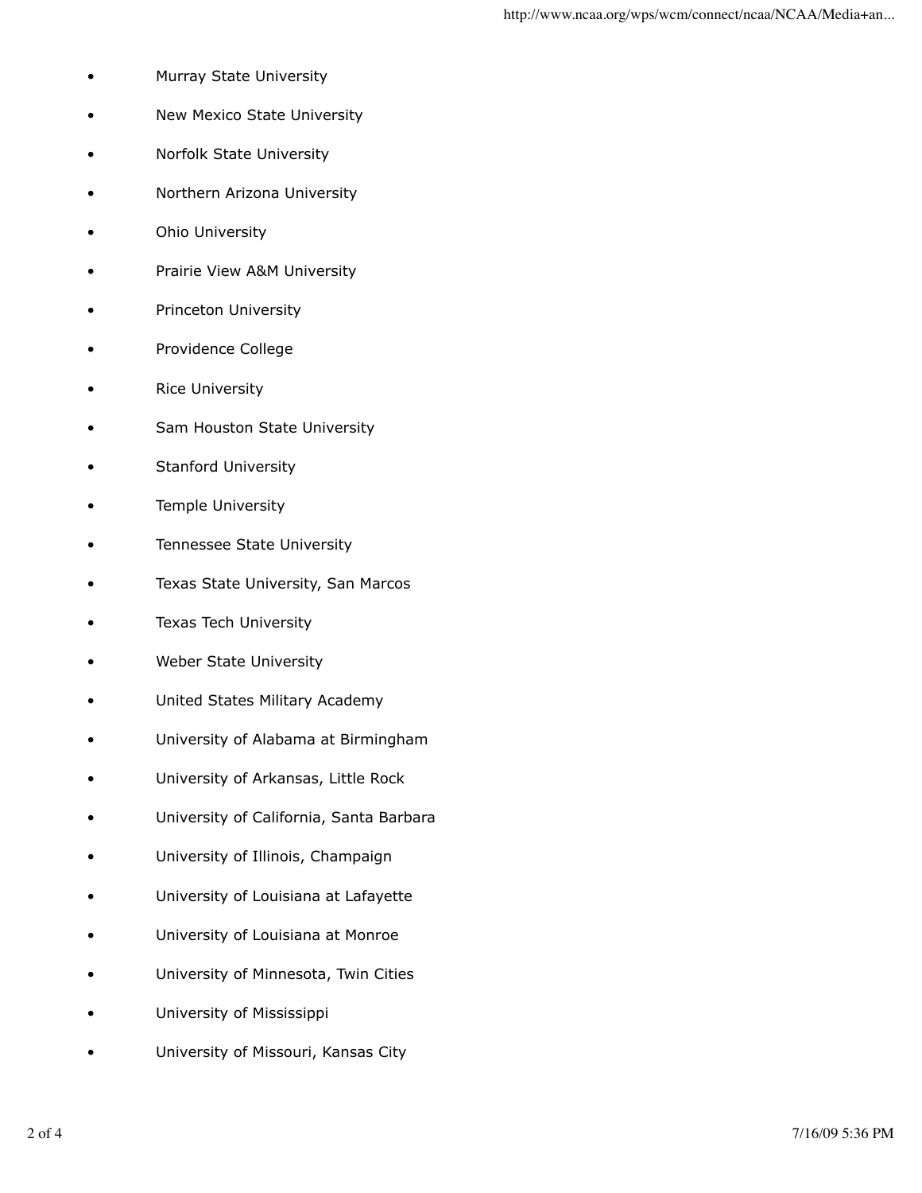- Murray State University
- New Mexico State University
- Norfolk State University
- Northern Arizona University
- Ohio University
- Prairie View A&M University
- Princeton University
- Providence College
- Rice University
- Sam Houston State University
- Stanford University
- Temple University
- Tennessee State University
- Texas State University, San Marcos
- Texas Tech University
- Weber State University
- United States Military Academy
- University of Alabama at Birmingham
- University of Arkansas, Little Rock
- University of California, Santa Barbara
- University of Illinois, Champaign
- University of Louisiana at Lafayette
- University of Louisiana at Monroe
- University of Minnesota, Twin Cities
- University of Mississippi
- University of Missouri, Kansas City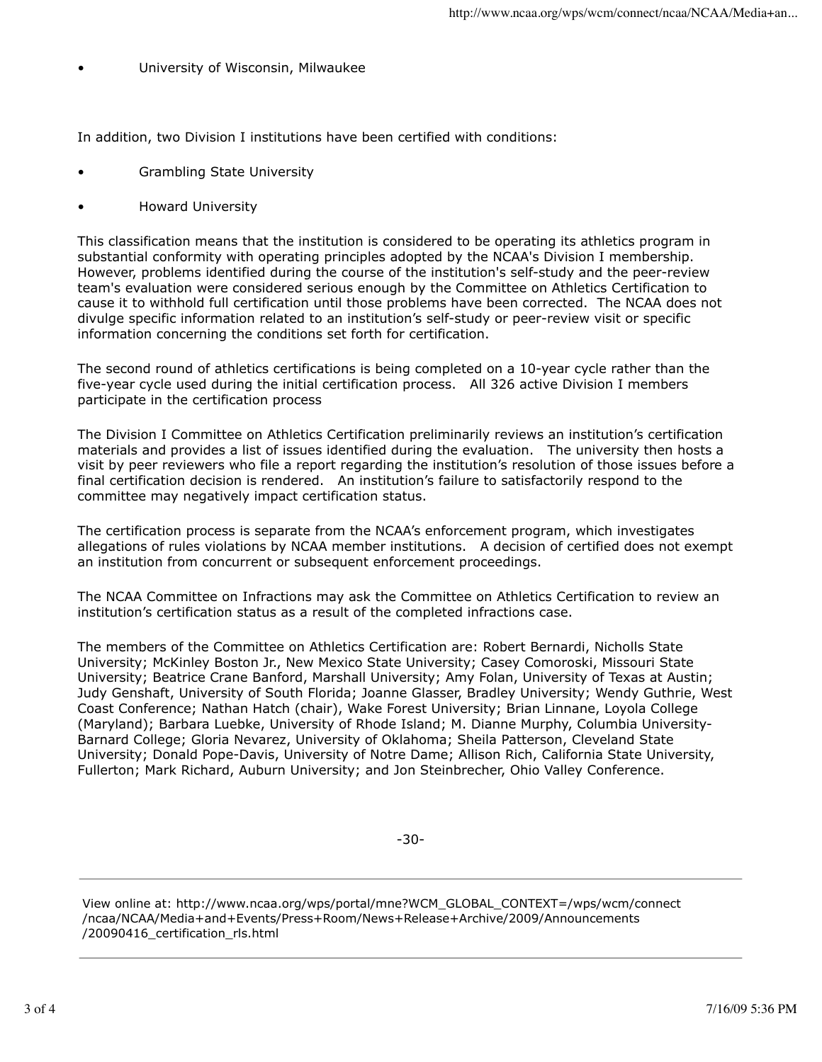- University of Wisconsin, Milwaukee

In addition, two Division I institutions have been certified with conditions:

- Grambling State University
- Howard University

This classification means that the institution is considered to be operating its athletics program in substantial conformity with operating principles adopted by the NCAA's Division I membership. However, problems identified during the course of the institution's self-study and the peer-review team's evaluation were considered serious enough by the Committee on Athletics Certification to cause it to withhold full certification until those problems have been corrected. The NCAA does not divulge specific information related to an institution's self-study or peer-review visit or specific information concerning the conditions set forth for certification.

The second round of athletics certifications is being completed on a 10-year cycle rather than the five-year cycle used during the initial certification process. All 326 active Division I members participate in the certification process

The Division I Committee on Athletics Certification preliminarily reviews an institution's certification materials and provides a list of issues identified during the evaluation. The university then hosts a visit by peer reviewers who file a report regarding the institution's resolution of those issues before a final certification decision is rendered. An institution's failure to satisfactorily respond to the committee may negatively impact certification status.

The certification process is separate from the NCAA's enforcement program, which investigates allegations of rules violations by NCAA member institutions. A decision of certified does not exempt an institution from concurrent or subsequent enforcement proceedings.

The NCAA Committee on Infractions may ask the Committee on Athletics Certification to review an institution's certification status as a result of the completed infractions case.

The members of the Committee on Athletics Certification are: Robert Bernardi, Nicholls State University; McKinley Boston Jr., New Mexico State University; Casey Comoroski, Missouri State University; Beatrice Crane Banford, Marshall University; Amy Folan, University of Texas at Austin; Judy Genshaft, University of South Florida; Joanne Glasser, Bradley University; Wendy Guthrie, West Coast Conference; Nathan Hatch (chair), Wake Forest University; Brian Linnane, Loyola College (Maryland); Barbara Luebke, University of Rhode Island; M. Dianne Murphy, Columbia University-Barnard College; Gloria Nevarez, University of Oklahoma; Sheila Patterson, Cleveland State University; Donald Pope-Davis, University of Notre Dame; Allison Rich, California State University, Fullerton; Mark Richard, Auburn University; and Jon Steinbrecher, Ohio Valley Conference.

-30-

---

View online at: http://www.ncaa.org/wps/portal/mne?WCM_GLOBAL_CONTEXT=/wps/wcm/connect/ncaa/NCAA/Media+and+Events/Press+Room/News+Release+Archive/2009/Announcements/20090416_certification_rls.html

---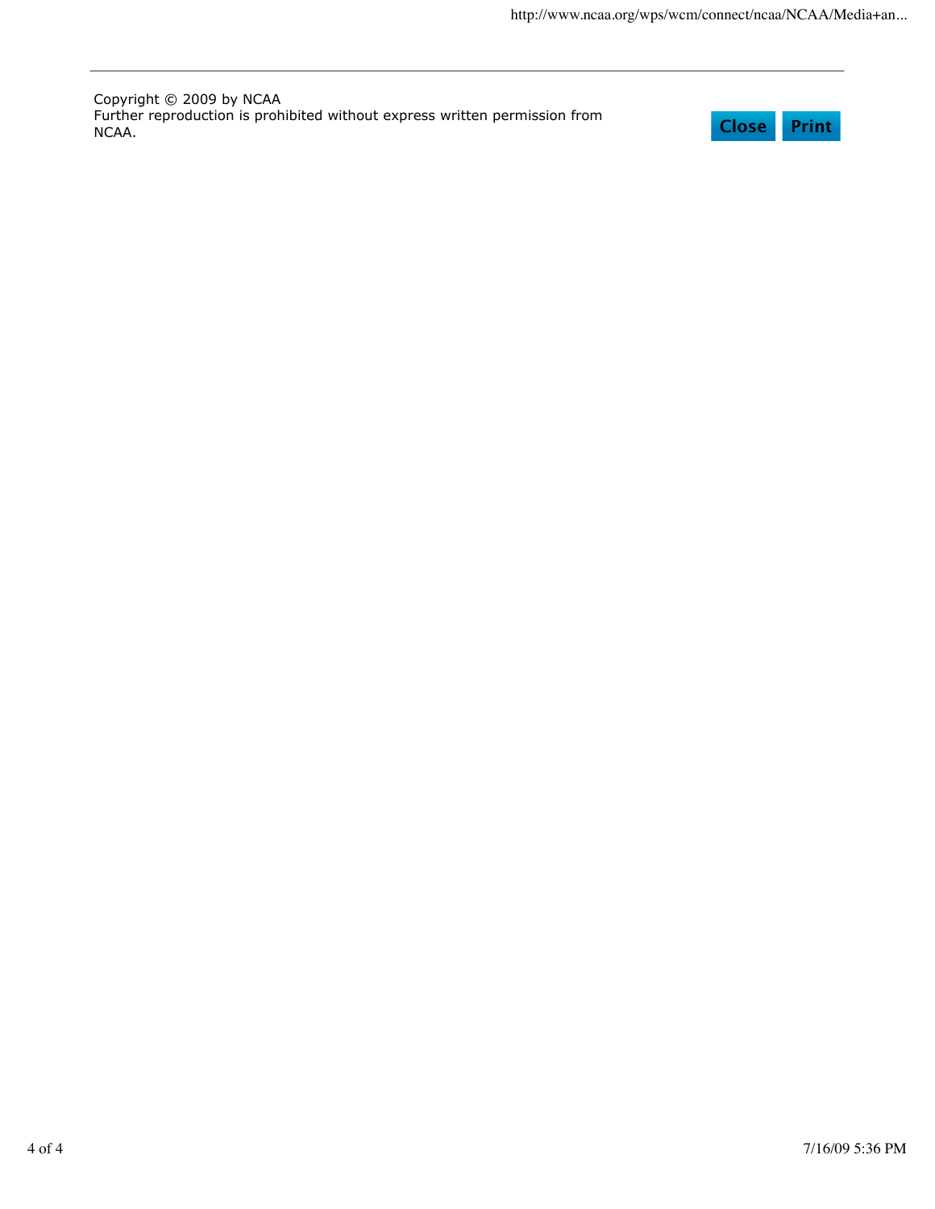Copyright © 2009 by NCAA
Further reproduction is prohibited without express written permission from NCAA.

Close Print